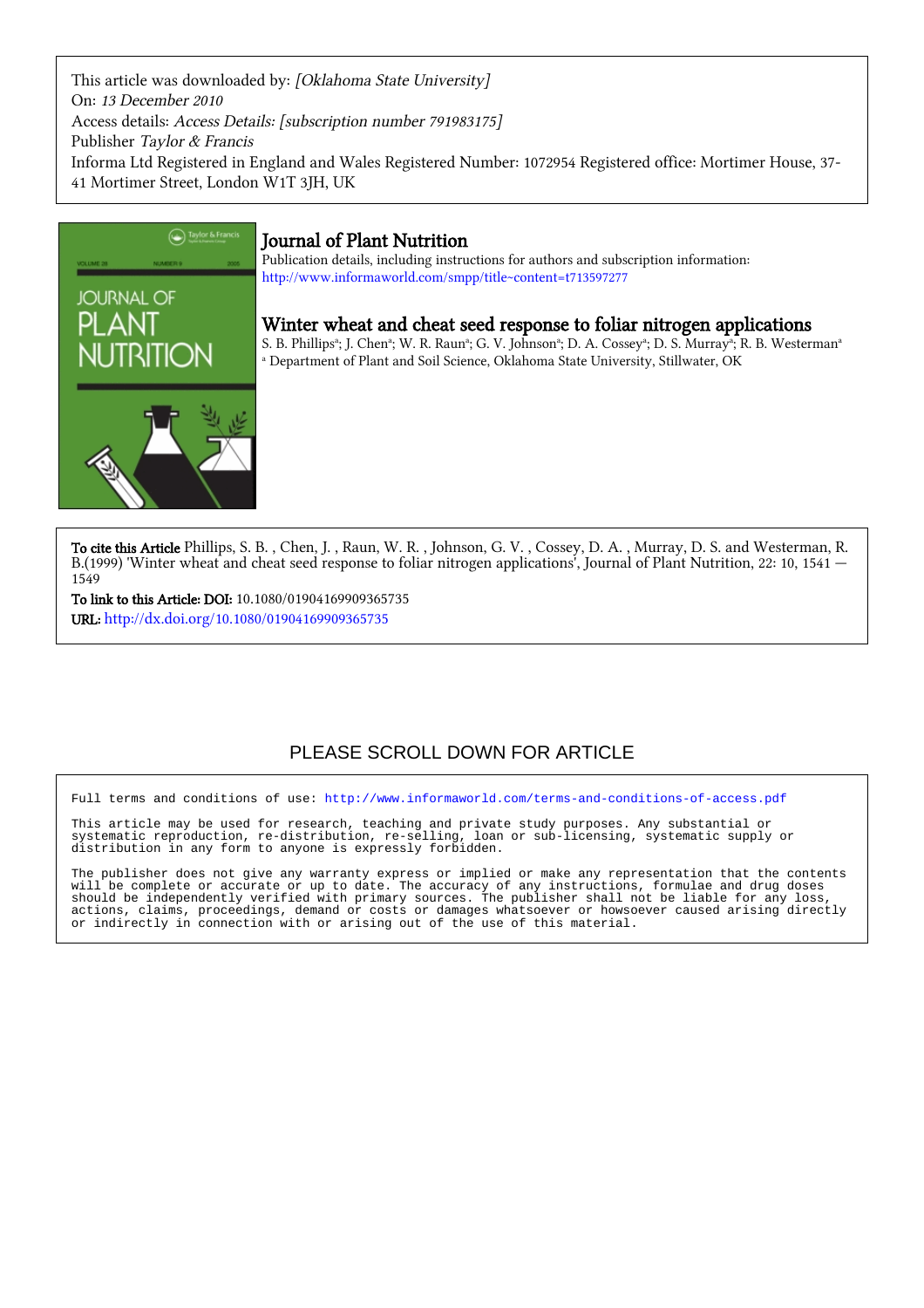This article was downloaded by: *[Oklahoma State University]*
On: *13 December 2010*
Access details: *Access Details: [subscription number 791983175]*
Publisher *Taylor & Francis*
Informa Ltd Registered in England and Wales Registered Number: 1072954 Registered office: Mortimer House, 37-41 Mortimer Street, London W1T 3JH, UK

# Journal of Plant Nutrition

Publication details, including instructions for authors and subscription information:
http://www.informaworld.com/smpp/title~content=t713597277

## Winter wheat and cheat seed response to foliar nitrogen applications

S. B. Phillips[a]; J. Chen[a]; W. R. Raun[a]; G. V. Johnson[a]; D. A. Cossey[a]; D. S. Murray[a]; R. B. Westerman[a]

[a] Department of Plant and Soil Science, Oklahoma State University, Stillwater, OK

**To cite this Article** Phillips, S. B. , Chen, J. , Raun, W. R. , Johnson, G. V. , Cossey, D. A. , Murray, D. S. and Westerman, R. B.(1999) 'Winter wheat and cheat seed response to foliar nitrogen applications', Journal of Plant Nutrition, 22: 10, 1541 — 1549

**To link to this Article: DOI:** 10.1080/01904169909365735

**URL:** http://dx.doi.org/10.1080/01904169909365735

PLEASE SCROLL DOWN FOR ARTICLE

Full terms and conditions of use: http://www.informaworld.com/terms-and-conditions-of-access.pdf

This article may be used for research, teaching and private study purposes. Any substantial or systematic reproduction, re-distribution, re-selling, loan or sub-licensing, systematic supply or distribution in any form to anyone is expressly forbidden.

The publisher does not give any warranty express or implied or make any representation that the contents will be complete or accurate or up to date. The accuracy of any instructions, formulae and drug doses should be independently verified with primary sources. The publisher shall not be liable for any loss, actions, claims, proceedings, demand or costs or damages whatsoever or howsoever caused arising directly or indirectly in connection with or arising out of the use of this material.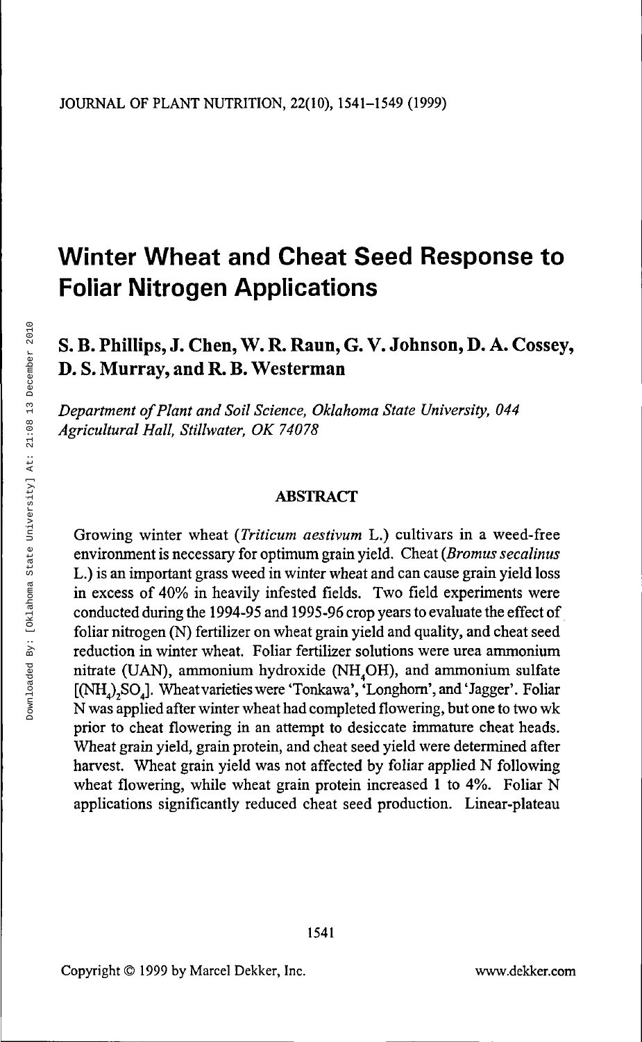# Winter Wheat and Cheat Seed Response to Foliar Nitrogen Applications

## S. B. Phillips, J. Chen, W. R. Raun, G. V. Johnson, D. A. Cossey, D. S. Murray, and R. B. Westerman

*Department of Plant and Soil Science, Oklahoma State University, 044 Agricultural Hall, Stillwater, OK 74078*

### ABSTRACT

Growing winter wheat (*Triticum aestivum* L.) cultivars in a weed-free environment is necessary for optimum grain yield. Cheat (*Bromus secalinus* L.) is an important grass weed in winter wheat and can cause grain yield loss in excess of 40% in heavily infested fields. Two field experiments were conducted during the 1994-95 and 1995-96 crop years to evaluate the effect of foliar nitrogen (N) fertilizer on wheat grain yield and quality, and cheat seed reduction in winter wheat. Foliar fertilizer solutions were urea ammonium nitrate (UAN), ammonium hydroxide ($NH_4OH$), and ammonium sulfate [$(NH_4)_2SO_4$]. Wheat varieties were 'Tonkawa', 'Longhorn', and 'Jagger'. Foliar N was applied after winter wheat had completed flowering, but one to two wk prior to cheat flowering in an attempt to desiccate immature cheat heads. Wheat grain yield, grain protein, and cheat seed yield were determined after harvest. Wheat grain yield was not affected by foliar applied N following wheat flowering, while wheat grain protein increased 1 to 4%. Foliar N applications significantly reduced cheat seed production. Linear-plateau

Copyright © 1999 by Marcel Dekker, Inc. www.dekker.com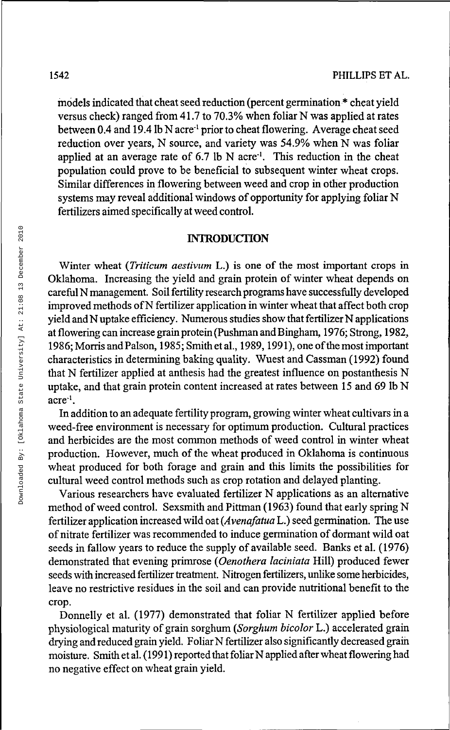models indicated that cheat seed reduction (percent germination * cheat yield versus check) ranged from 41.7 to 70.3% when foliar N was applied at rates between 0.4 and 19.4 lb N acre$^{-1}$ prior to cheat flowering. Average cheat seed reduction over years, N source, and variety was 54.9% when N was foliar applied at an average rate of 6.7 lb N acre$^{-1}$. This reduction in the cheat population could prove to be beneficial to subsequent winter wheat crops. Similar differences in flowering between weed and crop in other production systems may reveal additional windows of opportunity for applying foliar N fertilizers aimed specifically at weed control.

## INTRODUCTION

Winter wheat (*Triticum aestivum* L.) is one of the most important crops in Oklahoma. Increasing the yield and grain protein of winter wheat depends on careful N management. Soil fertility research programs have successfully developed improved methods of N fertilizer application in winter wheat that affect both crop yield and N uptake efficiency. Numerous studies show that fertilizer N applications at flowering can increase grain protein (Pushman and Bingham, 1976; Strong, 1982, 1986; Morris and Palson, 1985; Smith et al., 1989, 1991), one of the most important characteristics in determining baking quality. Wuest and Cassman (1992) found that N fertilizer applied at anthesis had the greatest influence on postanthesis N uptake, and that grain protein content increased at rates between 15 and 69 lb N acre$^{-1}$.

In addition to an adequate fertility program, growing winter wheat cultivars in a weed-free environment is necessary for optimum production. Cultural practices and herbicides are the most common methods of weed control in winter wheat production. However, much of the wheat produced in Oklahoma is continuous wheat produced for both forage and grain and this limits the possibilities for cultural weed control methods such as crop rotation and delayed planting.

Various researchers have evaluated fertilizer N applications as an alternative method of weed control. Sexsmith and Pittman (1963) found that early spring N fertilizer application increased wild oat (*Avena fatua* L.) seed germination. The use of nitrate fertilizer was recommended to induce germination of dormant wild oat seeds in fallow years to reduce the supply of available seed. Banks et al. (1976) demonstrated that evening primrose (*Oenothera laciniata* Hill) produced fewer seeds with increased fertilizer treatment. Nitrogen fertilizers, unlike some herbicides, leave no restrictive residues in the soil and can provide nutritional benefit to the crop.

Donnelly et al. (1977) demonstrated that foliar N fertilizer applied before physiological maturity of grain sorghum (*Sorghum bicolor* L.) accelerated grain drying and reduced grain yield. Foliar N fertilizer also significantly decreased grain moisture. Smith et al. (1991) reported that foliar N applied after wheat flowering had no negative effect on wheat grain yield.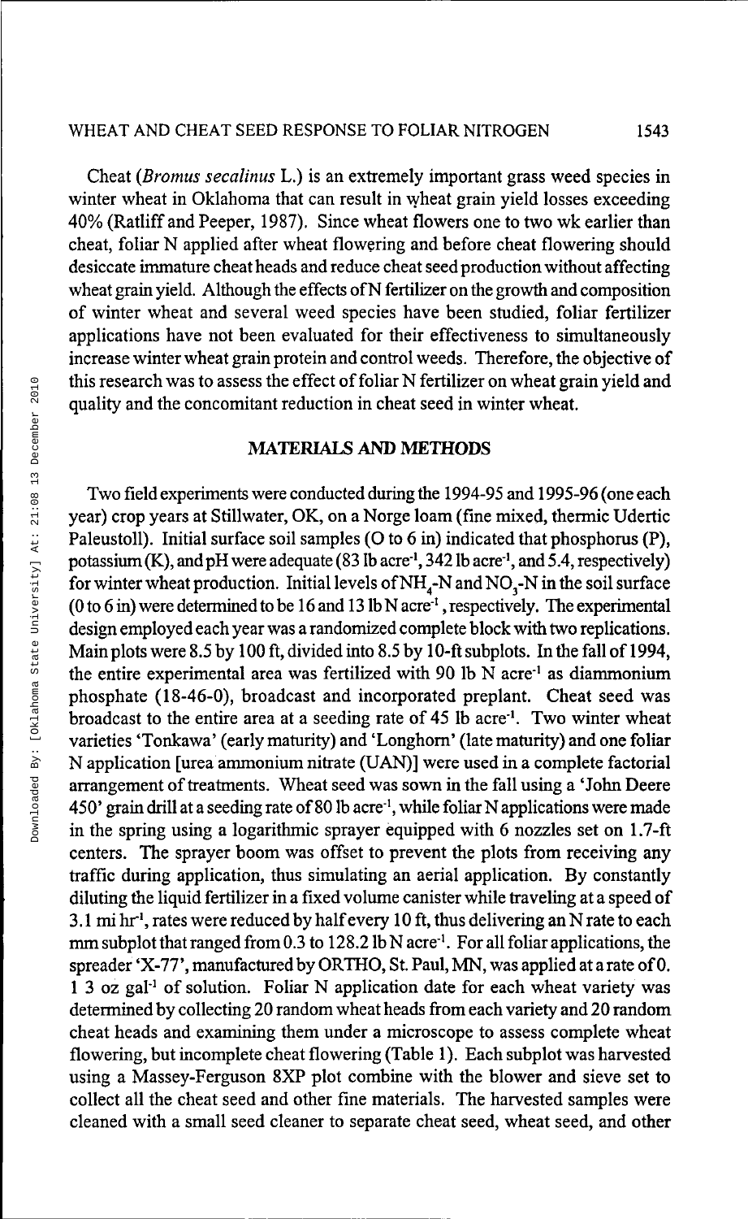Cheat (*Bromus secalinus* L.) is an extremely important grass weed species in winter wheat in Oklahoma that can result in wheat grain yield losses exceeding 40% (Ratliff and Peeper, 1987). Since wheat flowers one to two wk earlier than cheat, foliar N applied after wheat flowering and before cheat flowering should desiccate immature cheat heads and reduce cheat seed production without affecting wheat grain yield. Although the effects of N fertilizer on the growth and composition of winter wheat and several weed species have been studied, foliar fertilizer applications have not been evaluated for their effectiveness to simultaneously increase winter wheat grain protein and control weeds. Therefore, the objective of this research was to assess the effect of foliar N fertilizer on wheat grain yield and quality and the concomitant reduction in cheat seed in winter wheat.

## MATERIALS AND METHODS

Two field experiments were conducted during the 1994-95 and 1995-96 (one each year) crop years at Stillwater, OK, on a Norge loam (fine mixed, thermic Udertic Paleustoll). Initial surface soil samples (0 to 6 in) indicated that phosphorus (P), potassium (K), and pH were adequate (83 lb acre$^{-1}$, 342 lb acre$^{-1}$, and 5.4, respectively) for winter wheat production. Initial levels of $NH_4$-N and $NO_3$-N in the soil surface (0 to 6 in) were determined to be 16 and 13 lb N acre$^{-1}$, respectively. The experimental design employed each year was a randomized complete block with two replications. Main plots were 8.5 by 100 ft, divided into 8.5 by 10-ft subplots. In the fall of 1994, the entire experimental area was fertilized with 90 lb N acre$^{-1}$ as diammonium phosphate (18-46-0), broadcast and incorporated preplant. Cheat seed was broadcast to the entire area at a seeding rate of 45 lb acre$^{-1}$. Two winter wheat varieties 'Tonkawa' (early maturity) and 'Longhorn' (late maturity) and one foliar N application [urea ammonium nitrate (UAN)] were used in a complete factorial arrangement of treatments. Wheat seed was sown in the fall using a 'John Deere 450' grain drill at a seeding rate of 80 lb acre$^{-1}$, while foliar N applications were made in the spring using a logarithmic sprayer equipped with 6 nozzles set on 1.7-ft centers. The sprayer boom was offset to prevent the plots from receiving any traffic during application, thus simulating an aerial application. By constantly diluting the liquid fertilizer in a fixed volume canister while traveling at a speed of 3.1 mi hr$^{-1}$, rates were reduced by half every 10 ft, thus delivering an N rate to each mm subplot that ranged from 0.3 to 128.2 lb N acre$^{-1}$. For all foliar applications, the spreader 'X-77', manufactured by ORTHO, St. Paul, MN, was applied at a rate of 0.1 3 oz gal$^{-1}$ of solution. Foliar N application date for each wheat variety was determined by collecting 20 random wheat heads from each variety and 20 random cheat heads and examining them under a microscope to assess complete wheat flowering, but incomplete cheat flowering (Table 1). Each subplot was harvested using a Massey-Ferguson 8XP plot combine with the blower and sieve set to collect all the cheat seed and other fine materials. The harvested samples were cleaned with a small seed cleaner to separate cheat seed, wheat seed, and other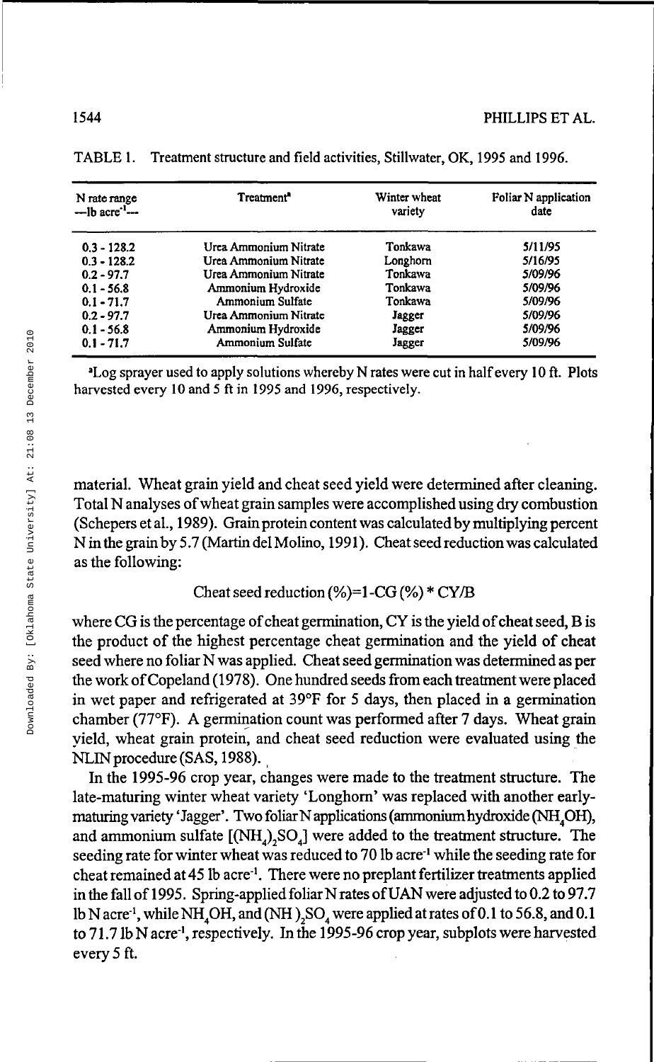TABLE 1. Treatment structure and field activities, Stillwater, OK, 1995 and 1996.

| N rate range —lb acre$^{-1}$— | Treatment[a] | Winter wheat variety | Foliar N application date |
|---|---|---|---|
| 0.3 - 128.2 | Urea Ammonium Nitrate | Tonkawa | 5/11/95 |
| 0.3 - 128.2 | Urea Ammonium Nitrate | Longhorn | 5/16/95 |
| 0.2 - 97.7 | Urea Ammonium Nitrate | Tonkawa | 5/09/96 |
| 0.1 - 56.8 | Ammonium Hydroxide | Tonkawa | 5/09/96 |
| 0.1 - 71.7 | Ammonium Sulfate | Tonkawa | 5/09/96 |
| 0.2 - 97.7 | Urea Ammonium Nitrate | Jagger | 5/09/96 |
| 0.1 - 56.8 | Ammonium Hydroxide | Jagger | 5/09/96 |
| 0.1 - 71.7 | Ammonium Sulfate | Jagger | 5/09/96 |

[a]Log sprayer used to apply solutions whereby N rates were cut in half every 10 ft. Plots harvested every 10 and 5 ft in 1995 and 1996, respectively.

material. Wheat grain yield and cheat seed yield were determined after cleaning. Total N analyses of wheat grain samples were accomplished using dry combustion (Schepers et al., 1989). Grain protein content was calculated by multiplying percent N in the grain by 5.7 (Martin del Molino, 1991). Cheat seed reduction was calculated as the following:

$$\text{Cheat seed reduction (\%)} = 1 - CG\ (\%) * CY/B$$

where CG is the percentage of cheat germination, CY is the yield of cheat seed, B is the product of the highest percentage cheat germination and the yield of cheat seed where no foliar N was applied. Cheat seed germination was determined as per the work of Copeland (1978). One hundred seeds from each treatment were placed in wet paper and refrigerated at 39°F for 5 days, then placed in a germination chamber (77°F). A germination count was performed after 7 days. Wheat grain yield, wheat grain protein, and cheat seed reduction were evaluated using the NLIN procedure (SAS, 1988).

In the 1995-96 crop year, changes were made to the treatment structure. The late-maturing winter wheat variety 'Longhorn' was replaced with another early-maturing variety 'Jagger'. Two foliar N applications (ammonium hydroxide ($NH_4OH$), and ammonium sulfate [$(NH_4)_2SO_4$] were added to the treatment structure. The seeding rate for winter wheat was reduced to 70 lb acre$^{-1}$ while the seeding rate for cheat remained at 45 lb acre$^{-1}$. There were no preplant fertilizer treatments applied in the fall of 1995. Spring-applied foliar N rates of UAN were adjusted to 0.2 to 97.7 lb N acre$^{-1}$, while $NH_4OH$, and $(NH\,)_2SO_4$ were applied at rates of 0.1 to 56.8, and 0.1 to 71.7 lb N acre$^{-1}$, respectively. In the 1995-96 crop year, subplots were harvested every 5 ft.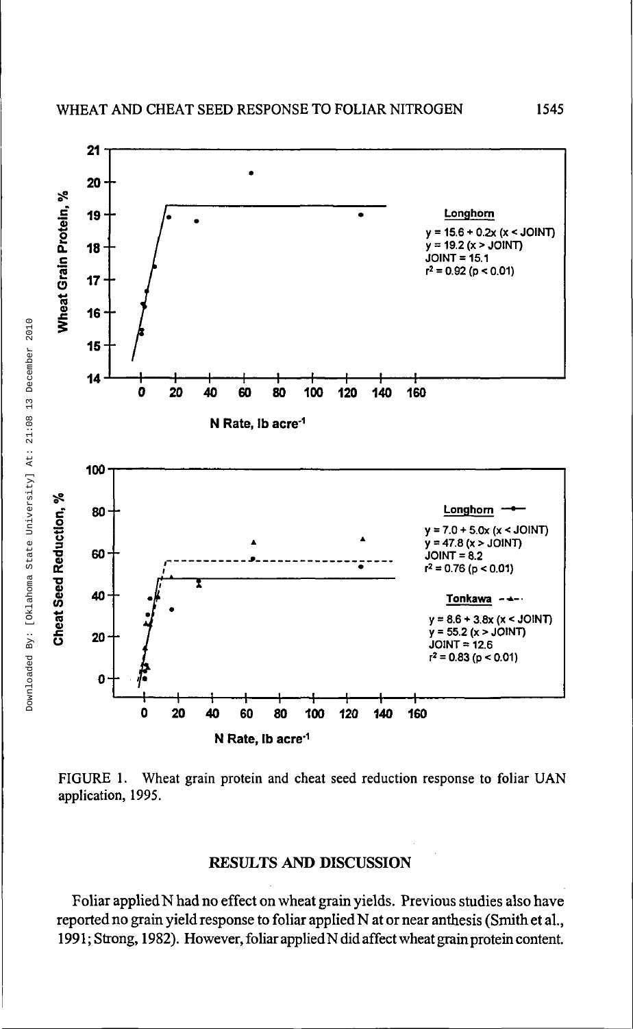FIGURE 1. Wheat grain protein and cheat seed reduction response to foliar UAN application, 1995.

## RESULTS AND DISCUSSION

Foliar applied N had no effect on wheat grain yields. Previous studies also have reported no grain yield response to foliar applied N at or near anthesis (Smith et al., 1991; Strong, 1982). However, foliar applied N did affect wheat grain protein content.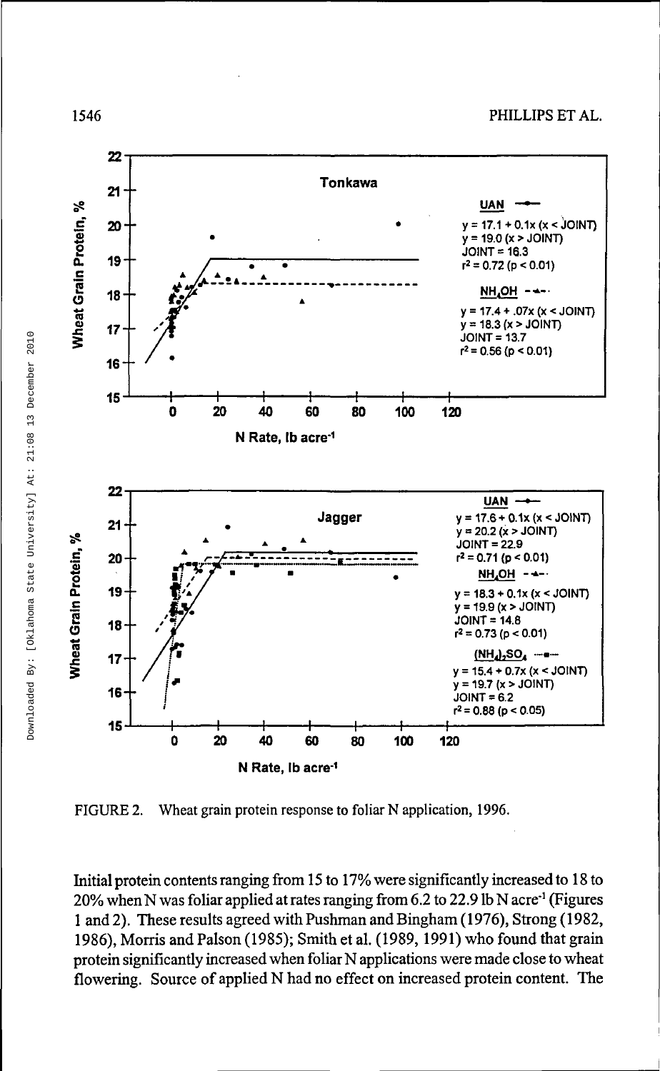FIGURE 2. Wheat grain protein response to foliar N application, 1996.

Initial protein contents ranging from 15 to 17% were significantly increased to 18 to 20% when N was foliar applied at rates ranging from 6.2 to 22.9 lb N $acre^{-1}$ (Figures 1 and 2). These results agreed with Pushman and Bingham (1976), Strong (1982, 1986), Morris and Palson (1985); Smith et al. (1989, 1991) who found that grain protein significantly increased when foliar N applications were made close to wheat flowering. Source of applied N had no effect on increased protein content. The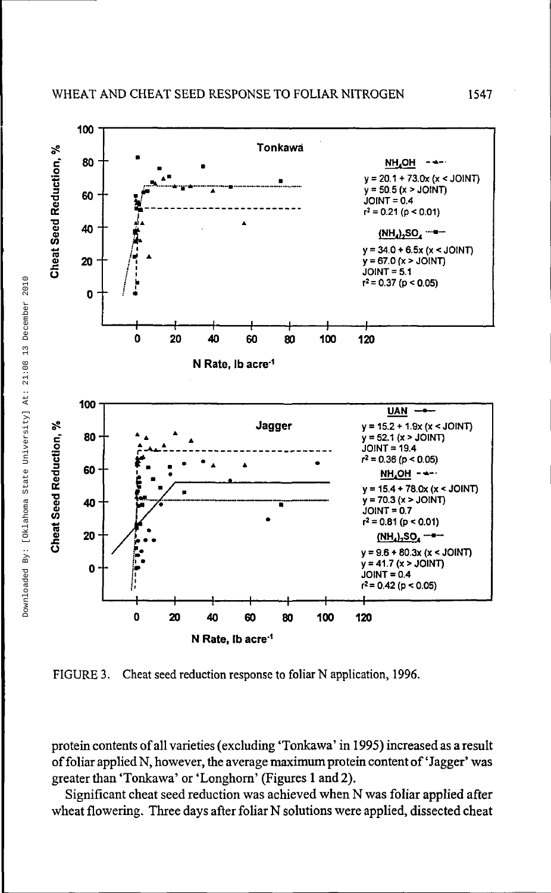FIGURE 3. Cheat seed reduction response to foliar N application, 1996.

protein contents of all varieties (excluding 'Tonkawa' in 1995) increased as a result of foliar applied N, however, the average maximum protein content of 'Jagger' was greater than 'Tonkawa' or 'Longhorn' (Figures 1 and 2).

Significant cheat seed reduction was achieved when N was foliar applied after wheat flowering. Three days after foliar N solutions were applied, dissected cheat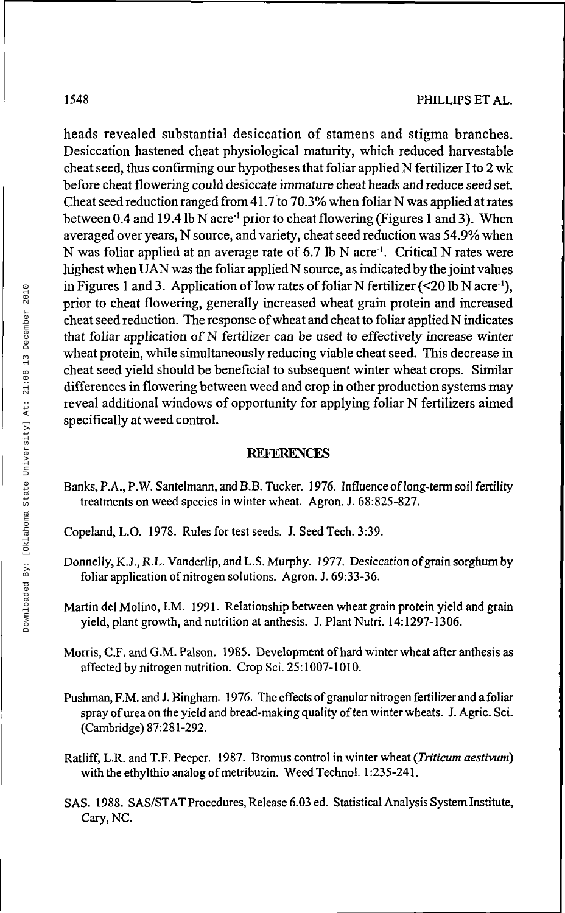heads revealed substantial desiccation of stamens and stigma branches. Desiccation hastened cheat physiological maturity, which reduced harvestable cheat seed, thus confirming our hypotheses that foliar applied N fertilizer 1 to 2 wk before cheat flowering could desiccate immature cheat heads and reduce seed set. Cheat seed reduction ranged from 41.7 to 70.3% when foliar N was applied at rates between 0.4 and 19.4 lb N acre$^{-1}$ prior to cheat flowering (Figures 1 and 3). When averaged over years, N source, and variety, cheat seed reduction was 54.9% when N was foliar applied at an average rate of 6.7 lb N acre$^{-1}$. Critical N rates were highest when UAN was the foliar applied N source, as indicated by the joint values in Figures 1 and 3. Application of low rates of foliar N fertilizer (<20 lb N acre$^{-1}$), prior to cheat flowering, generally increased wheat grain protein and increased cheat seed reduction. The response of wheat and cheat to foliar applied N indicates that foliar application of N fertilizer can be used to effectively increase winter wheat protein, while simultaneously reducing viable cheat seed. This decrease in cheat seed yield should be beneficial to subsequent winter wheat crops. Similar differences in flowering between weed and crop in other production systems may reveal additional windows of opportunity for applying foliar N fertilizers aimed specifically at weed control.

## REFERENCES

Banks, P.A., P.W. Santelmann, and B.B. Tucker. 1976. Influence of long-term soil fertility treatments on weed species in winter wheat. Agron. J. 68:825-827.

Copeland, L.O. 1978. Rules for test seeds. J. Seed Tech. 3:39.

Donnelly, K.J., R.L. Vanderlip, and L.S. Murphy. 1977. Desiccation of grain sorghum by foliar application of nitrogen solutions. Agron. J. 69:33-36.

Martin del Molino, I.M. 1991. Relationship between wheat grain protein yield and grain yield, plant growth, and nutrition at anthesis. J. Plant Nutri. 14:1297-1306.

Morris, C.F. and G.M. Palson. 1985. Development of hard winter wheat after anthesis as affected by nitrogen nutrition. Crop Sci. 25:1007-1010.

Pushman, F.M. and J. Bingham. 1976. The effects of granular nitrogen fertilizer and a foliar spray of urea on the yield and bread-making quality of ten winter wheats. J. Agric. Sci. (Cambridge) 87:281-292.

Ratliff, L.R. and T.F. Peeper. 1987. Bromus control in winter wheat (*Triticum aestivum*) with the ethylthio analog of metribuzin. Weed Technol. 1:235-241.

SAS. 1988. SAS/STAT Procedures, Release 6.03 ed. Statistical Analysis System Institute, Cary, NC.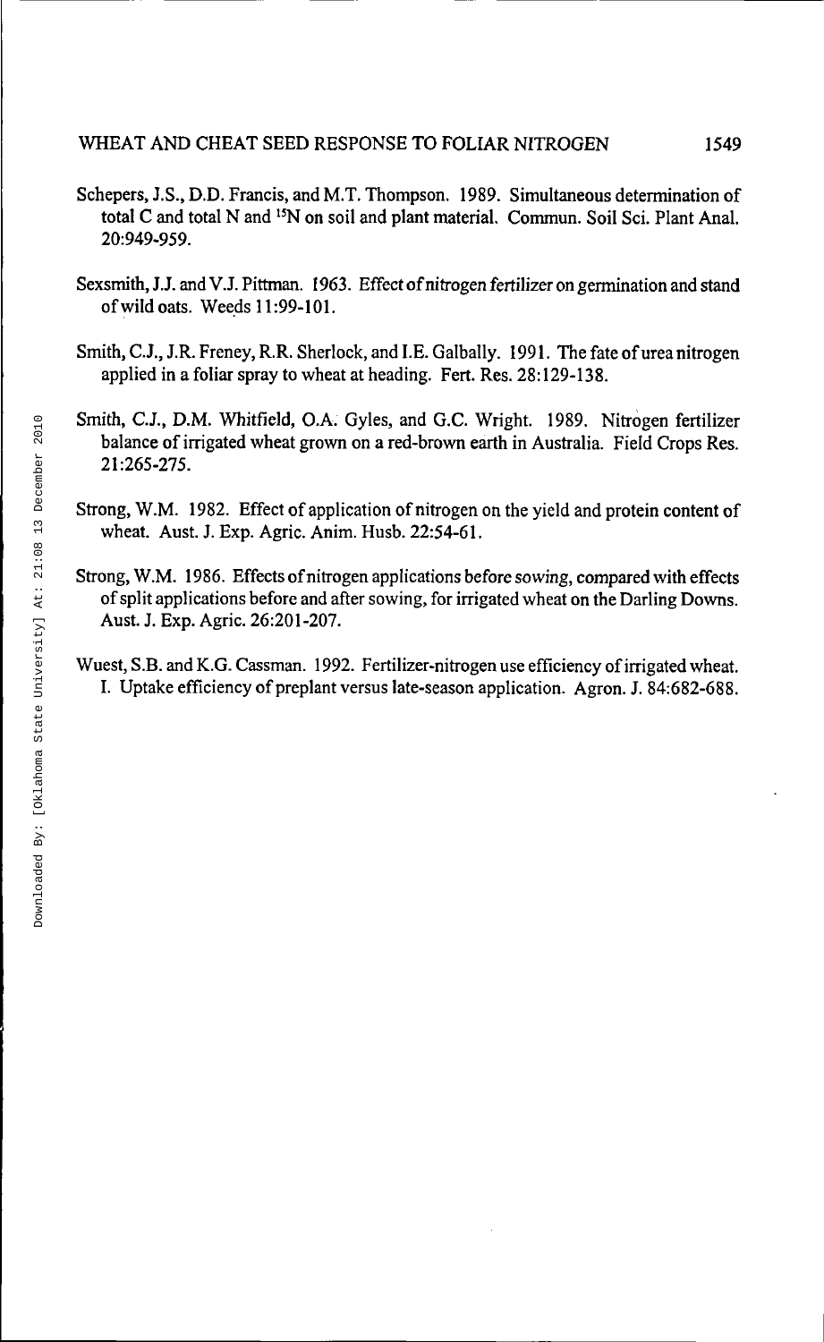Schepers, J.S., D.D. Francis, and M.T. Thompson. 1989. Simultaneous determination of total C and total N and $^{15}N$ on soil and plant material. Commun. Soil Sci. Plant Anal. 20:949-959.

Sexsmith, J.J. and V.J. Pittman. 1963. Effect of nitrogen fertilizer on germination and stand of wild oats. Weeds 11:99-101.

Smith, C.J., J.R. Freney, R.R. Sherlock, and I.E. Galbally. 1991. The fate of urea nitrogen applied in a foliar spray to wheat at heading. Fert. Res. 28:129-138.

Smith, C.J., D.M. Whitfield, O.A. Gyles, and G.C. Wright. 1989. Nitrogen fertilizer balance of irrigated wheat grown on a red-brown earth in Australia. Field Crops Res. 21:265-275.

Strong, W.M. 1982. Effect of application of nitrogen on the yield and protein content of wheat. Aust. J. Exp. Agric. Anim. Husb. 22:54-61.

Strong, W.M. 1986. Effects of nitrogen applications before sowing, compared with effects of split applications before and after sowing, for irrigated wheat on the Darling Downs. Aust. J. Exp. Agric. 26:201-207.

Wuest, S.B. and K.G. Cassman. 1992. Fertilizer-nitrogen use efficiency of irrigated wheat. I. Uptake efficiency of preplant versus late-season application. Agron. J. 84:682-688.